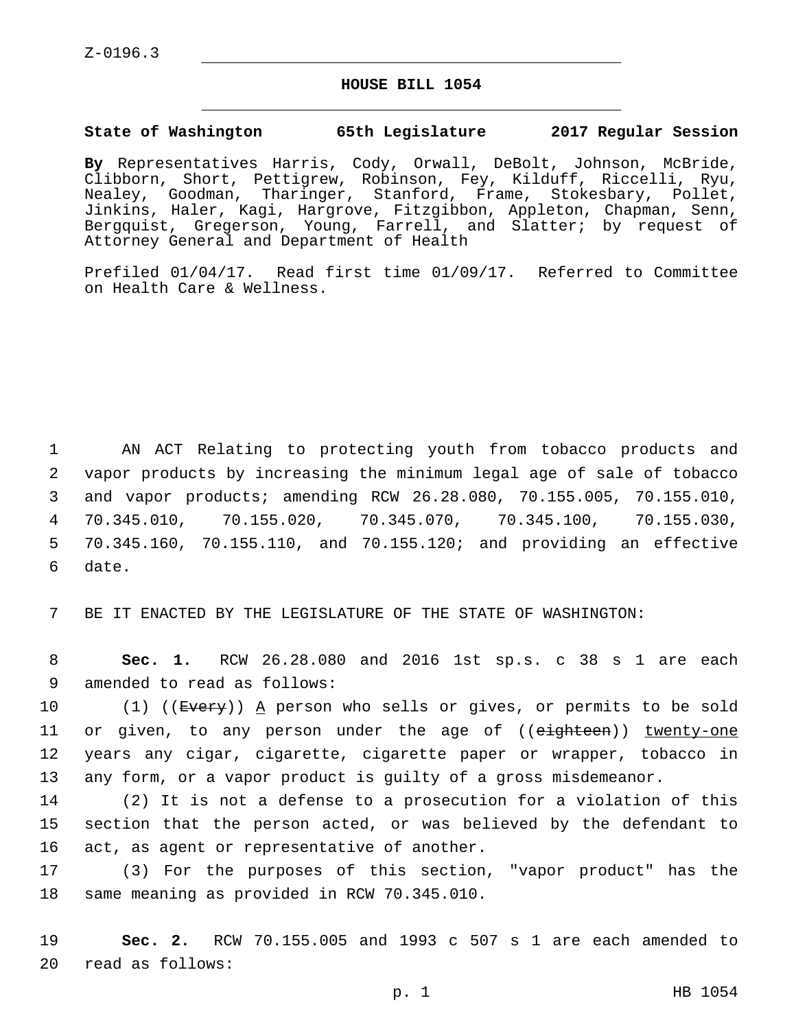Z-0196.3

# HOUSE BILL 1054

**State of Washington 65th Legislature 2017 Regular Session**

**By** Representatives Harris, Cody, Orwall, DeBolt, Johnson, McBride, Clibborn, Short, Pettigrew, Robinson, Fey, Kilduff, Riccelli, Ryu, Nealey, Goodman, Tharinger, Stanford, Frame, Stokesbary, Pollet, Jinkins, Haler, Kagi, Hargrove, Fitzgibbon, Appleton, Chapman, Senn, Bergquist, Gregerson, Young, Farrell, and Slatter; by request of Attorney General and Department of Health

Prefiled 01/04/17. Read first time 01/09/17. Referred to Committee on Health Care & Wellness.

1 AN ACT Relating to protecting youth from tobacco products and
2 vapor products by increasing the minimum legal age of sale of tobacco
3 and vapor products; amending RCW 26.28.080, 70.155.005, 70.155.010,
4 70.345.010, 70.155.020, 70.345.070, 70.345.100, 70.155.030,
5 70.345.160, 70.155.110, and 70.155.120; and providing an effective
6 date.

7 BE IT ENACTED BY THE LEGISLATURE OF THE STATE OF WASHINGTON:

8 **Sec. 1.** RCW 26.28.080 and 2016 1st sp.s. c 38 s 1 are each
9 amended to read as follows:

10 (1) ((~~Every~~)) <u>A</u> person who sells or gives, or permits to be sold
11 or given, to any person under the age of ((~~eighteen~~)) <u>twenty-one</u>
12 years any cigar, cigarette, cigarette paper or wrapper, tobacco in
13 any form, or a vapor product is guilty of a gross misdemeanor.

14 (2) It is not a defense to a prosecution for a violation of this
15 section that the person acted, or was believed by the defendant to
16 act, as agent or representative of another.

17 (3) For the purposes of this section, "vapor product" has the
18 same meaning as provided in RCW 70.345.010.

19 **Sec. 2.** RCW 70.155.005 and 1993 c 507 s 1 are each amended to
20 read as follows: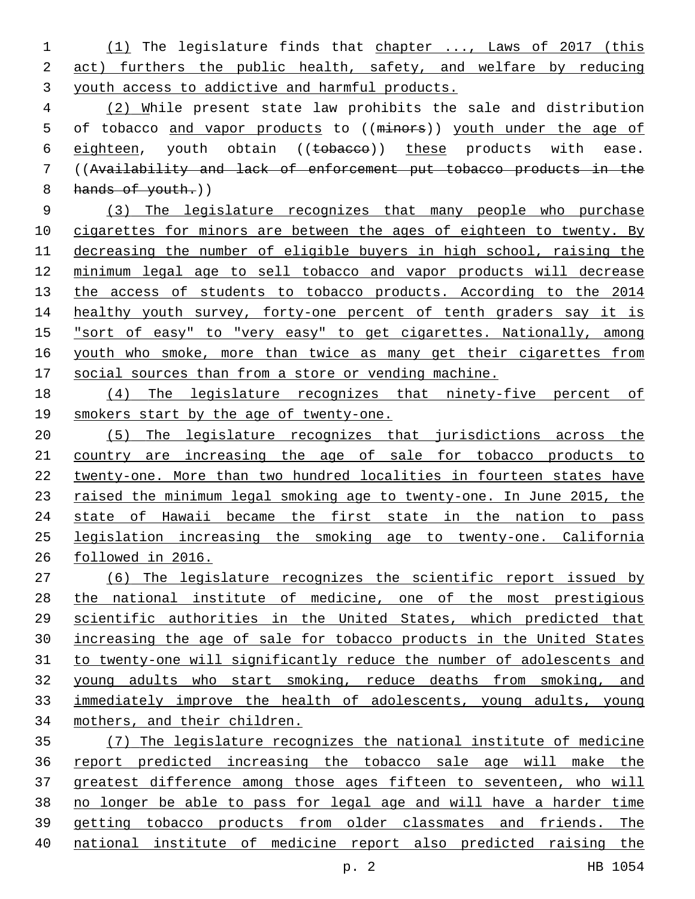(1) The legislature finds that chapter ..., Laws of 2017 (this act) furthers the public health, safety, and welfare by reducing youth access to addictive and harmful products.

(2) While present state law prohibits the sale and distribution of tobacco and vapor products to ((minors)) youth under the age of eighteen, youth obtain ((tobacco)) these products with ease. ((Availability and lack of enforcement put tobacco products in the hands of youth.))

(3) The legislature recognizes that many people who purchase cigarettes for minors are between the ages of eighteen to twenty. By decreasing the number of eligible buyers in high school, raising the minimum legal age to sell tobacco and vapor products will decrease the access of students to tobacco products. According to the 2014 healthy youth survey, forty-one percent of tenth graders say it is "sort of easy" to "very easy" to get cigarettes. Nationally, among youth who smoke, more than twice as many get their cigarettes from social sources than from a store or vending machine.

(4) The legislature recognizes that ninety-five percent of smokers start by the age of twenty-one.

(5) The legislature recognizes that jurisdictions across the country are increasing the age of sale for tobacco products to twenty-one. More than two hundred localities in fourteen states have raised the minimum legal smoking age to twenty-one. In June 2015, the state of Hawaii became the first state in the nation to pass legislation increasing the smoking age to twenty-one. California followed in 2016.

(6) The legislature recognizes the scientific report issued by the national institute of medicine, one of the most prestigious scientific authorities in the United States, which predicted that increasing the age of sale for tobacco products in the United States to twenty-one will significantly reduce the number of adolescents and young adults who start smoking, reduce deaths from smoking, and immediately improve the health of adolescents, young adults, young mothers, and their children.

(7) The legislature recognizes the national institute of medicine report predicted increasing the tobacco sale age will make the greatest difference among those ages fifteen to seventeen, who will no longer be able to pass for legal age and will have a harder time getting tobacco products from older classmates and friends. The national institute of medicine report also predicted raising the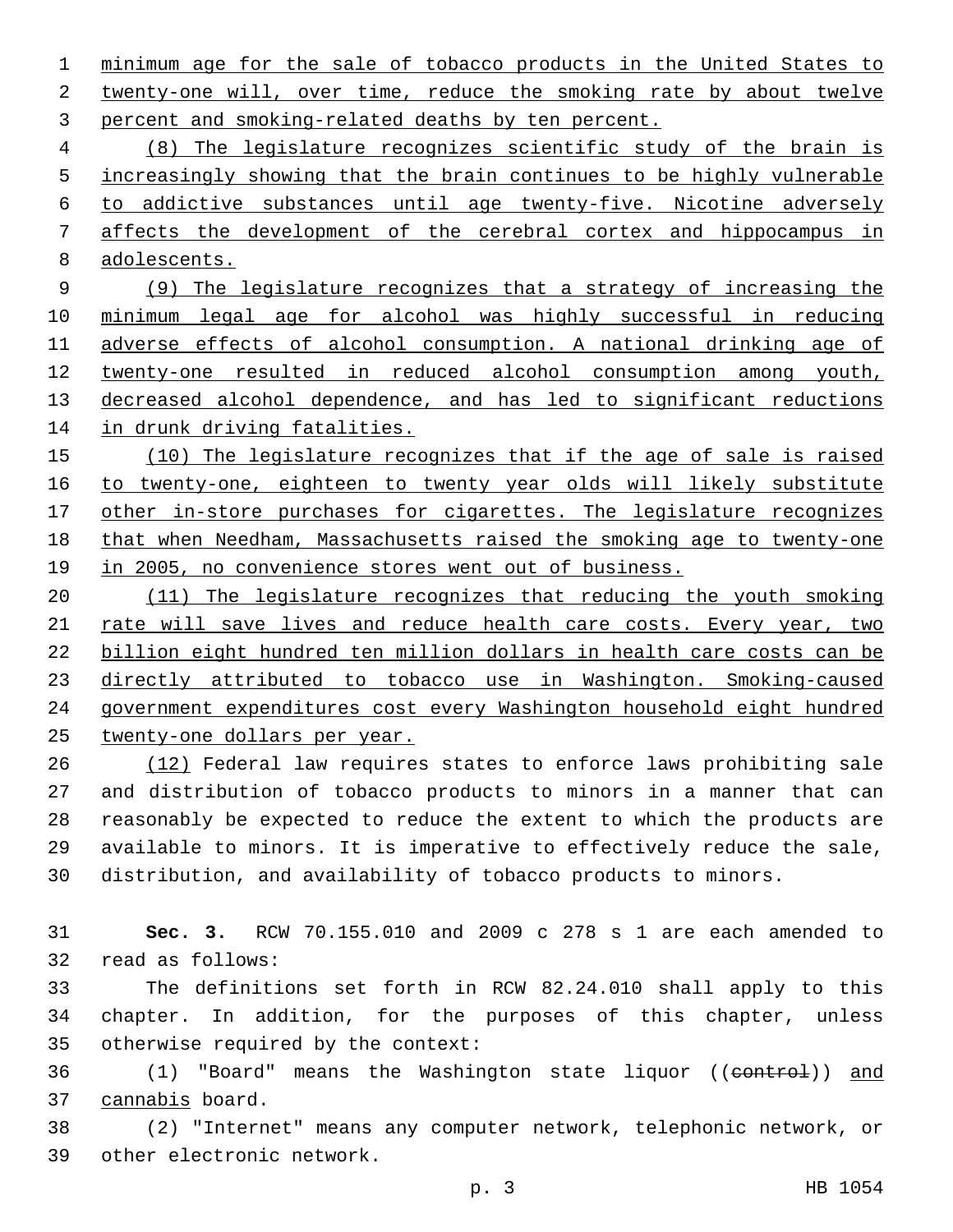minimum age for the sale of tobacco products in the United States to twenty-one will, over time, reduce the smoking rate by about twelve percent and smoking-related deaths by ten percent.

(8) The legislature recognizes scientific study of the brain is increasingly showing that the brain continues to be highly vulnerable to addictive substances until age twenty-five. Nicotine adversely affects the development of the cerebral cortex and hippocampus in adolescents.

(9) The legislature recognizes that a strategy of increasing the minimum legal age for alcohol was highly successful in reducing adverse effects of alcohol consumption. A national drinking age of twenty-one resulted in reduced alcohol consumption among youth, decreased alcohol dependence, and has led to significant reductions in drunk driving fatalities.

(10) The legislature recognizes that if the age of sale is raised to twenty-one, eighteen to twenty year olds will likely substitute other in-store purchases for cigarettes. The legislature recognizes that when Needham, Massachusetts raised the smoking age to twenty-one in 2005, no convenience stores went out of business.

(11) The legislature recognizes that reducing the youth smoking rate will save lives and reduce health care costs. Every year, two billion eight hundred ten million dollars in health care costs can be directly attributed to tobacco use in Washington. Smoking-caused government expenditures cost every Washington household eight hundred twenty-one dollars per year.

(12) Federal law requires states to enforce laws prohibiting sale and distribution of tobacco products to minors in a manner that can reasonably be expected to reduce the extent to which the products are available to minors. It is imperative to effectively reduce the sale, distribution, and availability of tobacco products to minors.

**Sec. 3.** RCW 70.155.010 and 2009 c 278 s 1 are each amended to read as follows:

The definitions set forth in RCW 82.24.010 shall apply to this chapter. In addition, for the purposes of this chapter, unless otherwise required by the context:

(1) "Board" means the Washington state liquor ((~~control~~)) and cannabis board.

(2) "Internet" means any computer network, telephonic network, or other electronic network.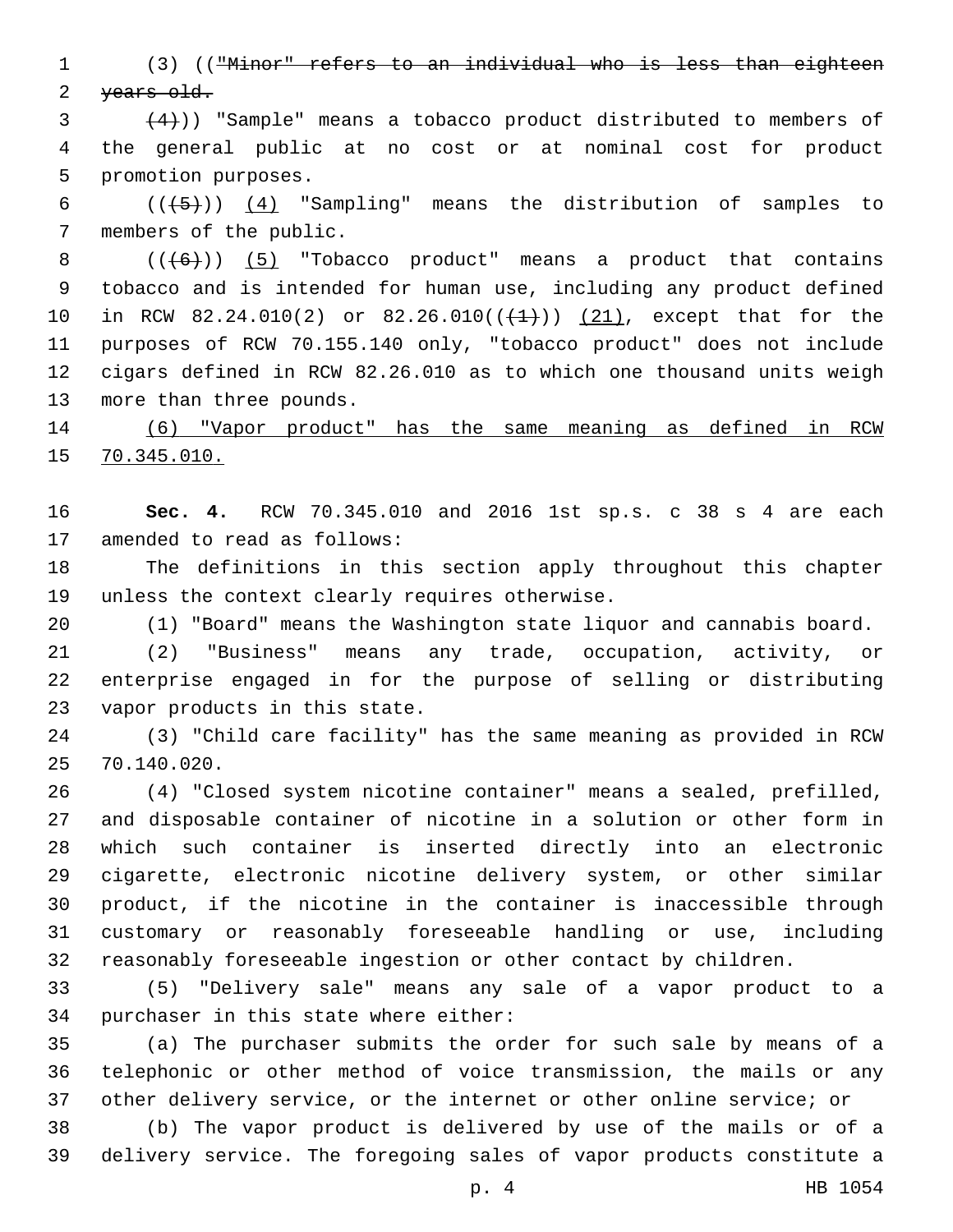(3) ((~~"Minor" refers to an individual who is less than eighteen years old.~~

~~(4)~~)) "Sample" means a tobacco product distributed to members of the general public at no cost or at nominal cost for product promotion purposes.

((~~(5)~~)) <u>(4)</u> "Sampling" means the distribution of samples to members of the public.

((~~(6)~~)) <u>(5)</u> "Tobacco product" means a product that contains tobacco and is intended for human use, including any product defined in RCW 82.24.010(2) or 82.26.010((~~(1)~~)) <u>(21)</u>, except that for the purposes of RCW 70.155.140 only, "tobacco product" does not include cigars defined in RCW 82.26.010 as to which one thousand units weigh more than three pounds.

<u>(6) "Vapor product" has the same meaning as defined in RCW 70.345.010.</u>

**Sec. 4.** RCW 70.345.010 and 2016 1st sp.s. c 38 s 4 are each amended to read as follows:

The definitions in this section apply throughout this chapter unless the context clearly requires otherwise.

(1) "Board" means the Washington state liquor and cannabis board.

(2) "Business" means any trade, occupation, activity, or enterprise engaged in for the purpose of selling or distributing vapor products in this state.

(3) "Child care facility" has the same meaning as provided in RCW 70.140.020.

(4) "Closed system nicotine container" means a sealed, prefilled, and disposable container of nicotine in a solution or other form in which such container is inserted directly into an electronic cigarette, electronic nicotine delivery system, or other similar product, if the nicotine in the container is inaccessible through customary or reasonably foreseeable handling or use, including reasonably foreseeable ingestion or other contact by children.

(5) "Delivery sale" means any sale of a vapor product to a purchaser in this state where either:

(a) The purchaser submits the order for such sale by means of a telephonic or other method of voice transmission, the mails or any other delivery service, or the internet or other online service; or

(b) The vapor product is delivered by use of the mails or of a delivery service. The foregoing sales of vapor products constitute a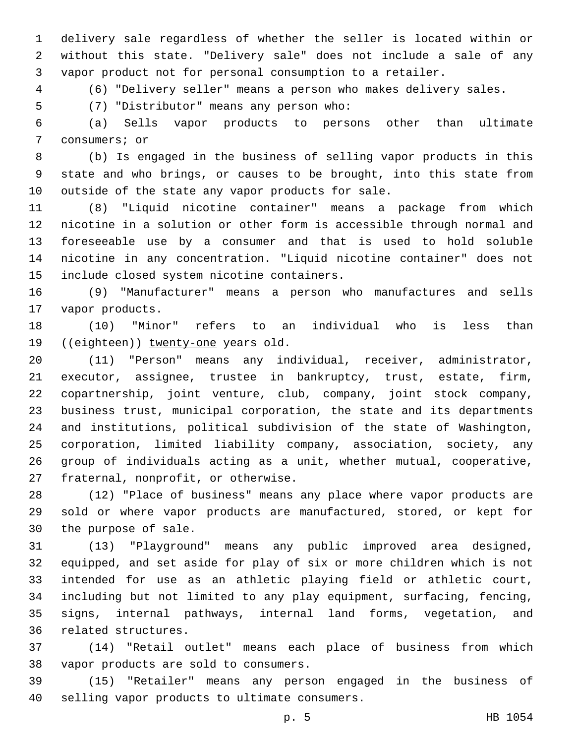delivery sale regardless of whether the seller is located within or without this state. "Delivery sale" does not include a sale of any vapor product not for personal consumption to a retailer.

(6) "Delivery seller" means a person who makes delivery sales.

(7) "Distributor" means any person who:

(a) Sells vapor products to persons other than ultimate consumers; or

(b) Is engaged in the business of selling vapor products in this state and who brings, or causes to be brought, into this state from outside of the state any vapor products for sale.

(8) "Liquid nicotine container" means a package from which nicotine in a solution or other form is accessible through normal and foreseeable use by a consumer and that is used to hold soluble nicotine in any concentration. "Liquid nicotine container" does not include closed system nicotine containers.

(9) "Manufacturer" means a person who manufactures and sells vapor products.

(10) "Minor" refers to an individual who is less than ((~~eighteen~~)) <u>twenty-one</u> years old.

(11) "Person" means any individual, receiver, administrator, executor, assignee, trustee in bankruptcy, trust, estate, firm, copartnership, joint venture, club, company, joint stock company, business trust, municipal corporation, the state and its departments and institutions, political subdivision of the state of Washington, corporation, limited liability company, association, society, any group of individuals acting as a unit, whether mutual, cooperative, fraternal, nonprofit, or otherwise.

(12) "Place of business" means any place where vapor products are sold or where vapor products are manufactured, stored, or kept for the purpose of sale.

(13) "Playground" means any public improved area designed, equipped, and set aside for play of six or more children which is not intended for use as an athletic playing field or athletic court, including but not limited to any play equipment, surfacing, fencing, signs, internal pathways, internal land forms, vegetation, and related structures.

(14) "Retail outlet" means each place of business from which vapor products are sold to consumers.

(15) "Retailer" means any person engaged in the business of selling vapor products to ultimate consumers.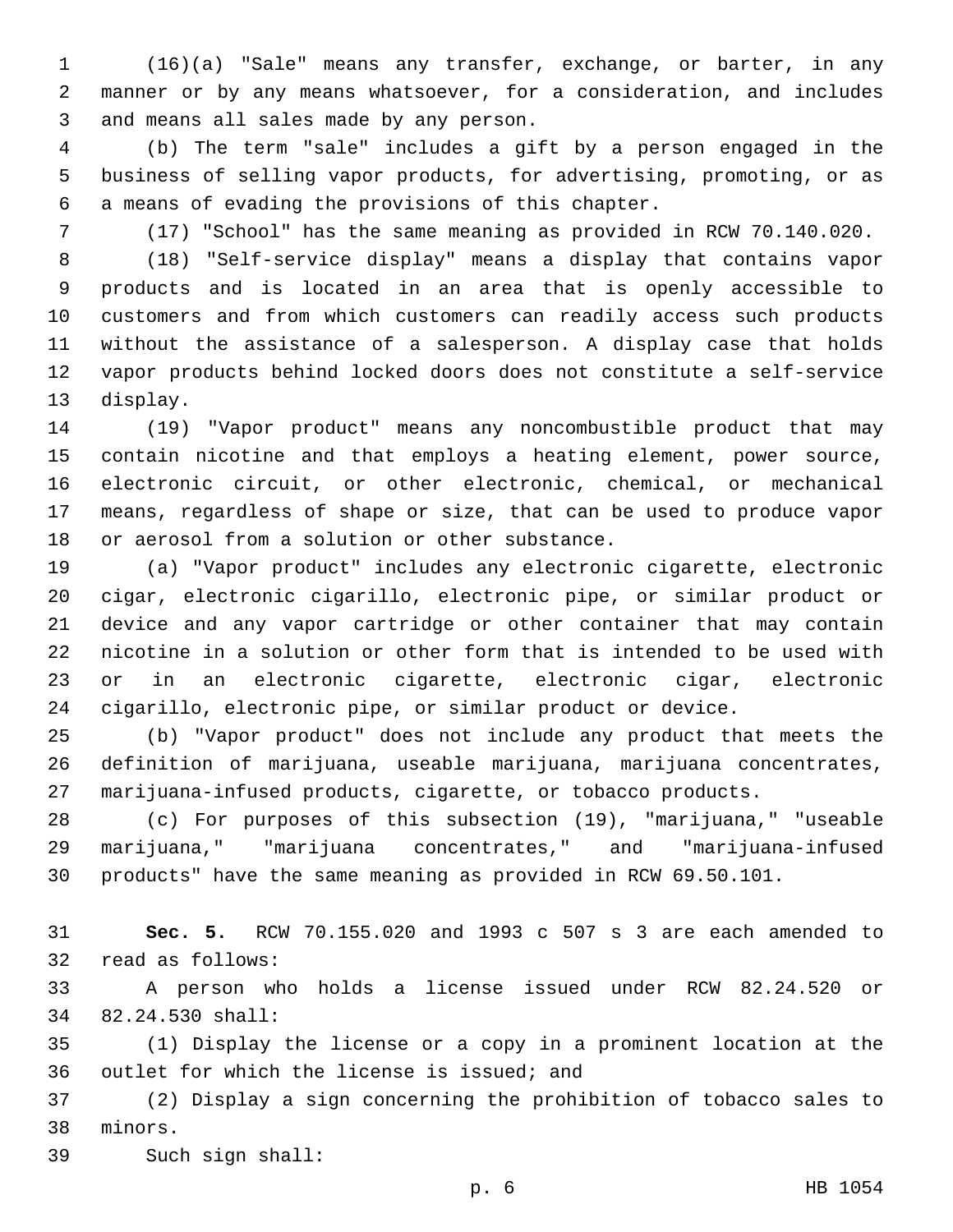(16)(a) "Sale" means any transfer, exchange, or barter, in any manner or by any means whatsoever, for a consideration, and includes and means all sales made by any person.

(b) The term "sale" includes a gift by a person engaged in the business of selling vapor products, for advertising, promoting, or as a means of evading the provisions of this chapter.

(17) "School" has the same meaning as provided in RCW 70.140.020.

(18) "Self-service display" means a display that contains vapor products and is located in an area that is openly accessible to customers and from which customers can readily access such products without the assistance of a salesperson. A display case that holds vapor products behind locked doors does not constitute a self-service display.

(19) "Vapor product" means any noncombustible product that may contain nicotine and that employs a heating element, power source, electronic circuit, or other electronic, chemical, or mechanical means, regardless of shape or size, that can be used to produce vapor or aerosol from a solution or other substance.

(a) "Vapor product" includes any electronic cigarette, electronic cigar, electronic cigarillo, electronic pipe, or similar product or device and any vapor cartridge or other container that may contain nicotine in a solution or other form that is intended to be used with or in an electronic cigarette, electronic cigar, electronic cigarillo, electronic pipe, or similar product or device.

(b) "Vapor product" does not include any product that meets the definition of marijuana, useable marijuana, marijuana concentrates, marijuana-infused products, cigarette, or tobacco products.

(c) For purposes of this subsection (19), "marijuana," "useable marijuana," "marijuana concentrates," and "marijuana-infused products" have the same meaning as provided in RCW 69.50.101.

**Sec. 5.** RCW 70.155.020 and 1993 c 507 s 3 are each amended to read as follows:

A person who holds a license issued under RCW 82.24.520 or 82.24.530 shall:

(1) Display the license or a copy in a prominent location at the outlet for which the license is issued; and

(2) Display a sign concerning the prohibition of tobacco sales to minors.

Such sign shall: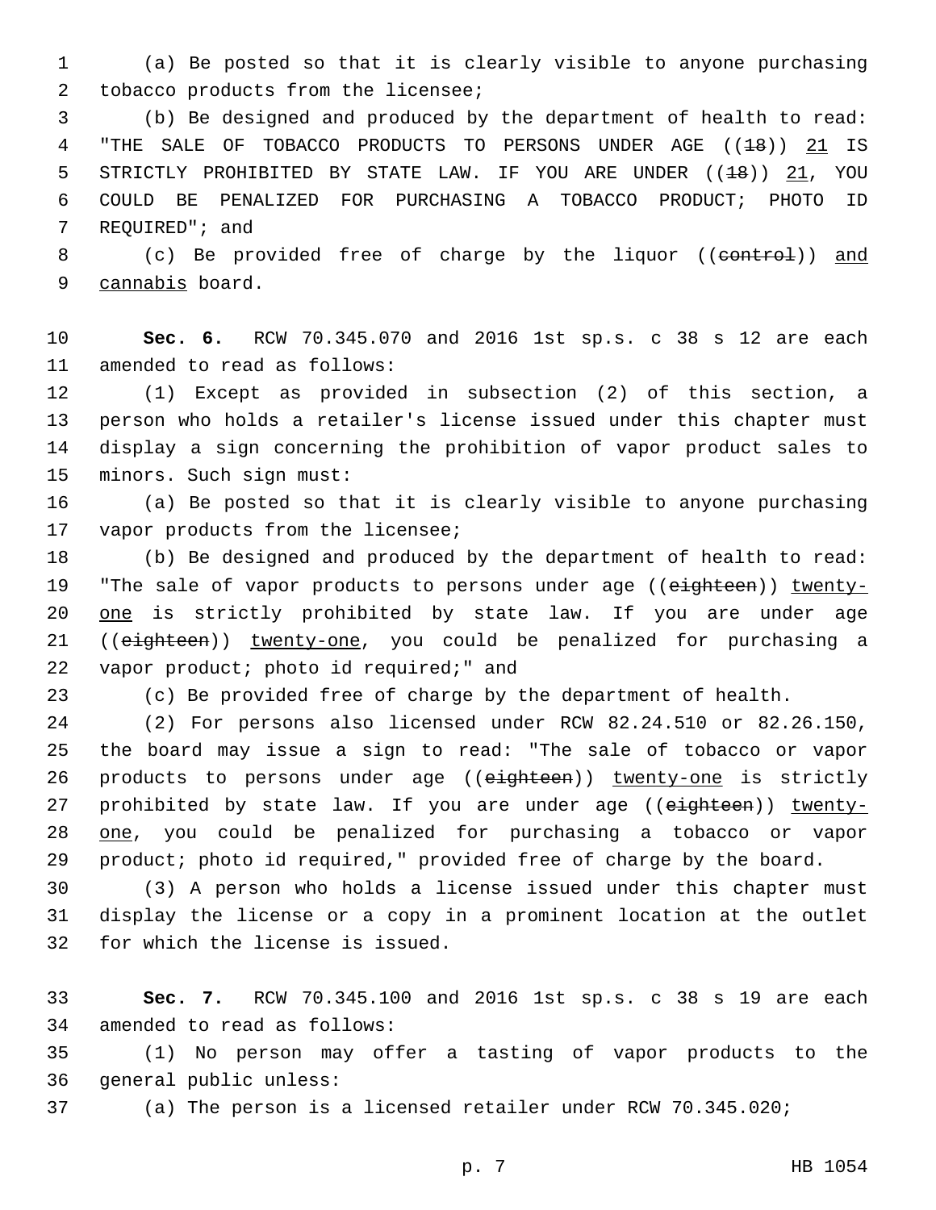(a) Be posted so that it is clearly visible to anyone purchasing tobacco products from the licensee;

(b) Be designed and produced by the department of health to read: "THE SALE OF TOBACCO PRODUCTS TO PERSONS UNDER AGE ((~~18~~)) <u>21</u> IS STRICTLY PROHIBITED BY STATE LAW. IF YOU ARE UNDER ((~~18~~)) <u>21</u>, YOU COULD BE PENALIZED FOR PURCHASING A TOBACCO PRODUCT; PHOTO ID REQUIRED"; and

(c) Be provided free of charge by the liquor ((~~control~~)) <u>and cannabis</u> board.

**Sec. 6.** RCW 70.345.070 and 2016 1st sp.s. c 38 s 12 are each amended to read as follows:

(1) Except as provided in subsection (2) of this section, a person who holds a retailer's license issued under this chapter must display a sign concerning the prohibition of vapor product sales to minors. Such sign must:

(a) Be posted so that it is clearly visible to anyone purchasing vapor products from the licensee;

(b) Be designed and produced by the department of health to read: "The sale of vapor products to persons under age ((~~eighteen~~)) <u>twenty-one</u> is strictly prohibited by state law. If you are under age ((~~eighteen~~)) <u>twenty-one</u>, you could be penalized for purchasing a vapor product; photo id required;" and

(c) Be provided free of charge by the department of health.

(2) For persons also licensed under RCW 82.24.510 or 82.26.150, the board may issue a sign to read: "The sale of tobacco or vapor products to persons under age ((~~eighteen~~)) <u>twenty-one</u> is strictly prohibited by state law. If you are under age ((~~eighteen~~)) <u>twenty-one</u>, you could be penalized for purchasing a tobacco or vapor product; photo id required," provided free of charge by the board.

(3) A person who holds a license issued under this chapter must display the license or a copy in a prominent location at the outlet for which the license is issued.

**Sec. 7.** RCW 70.345.100 and 2016 1st sp.s. c 38 s 19 are each amended to read as follows:

(1) No person may offer a tasting of vapor products to the general public unless:

(a) The person is a licensed retailer under RCW 70.345.020;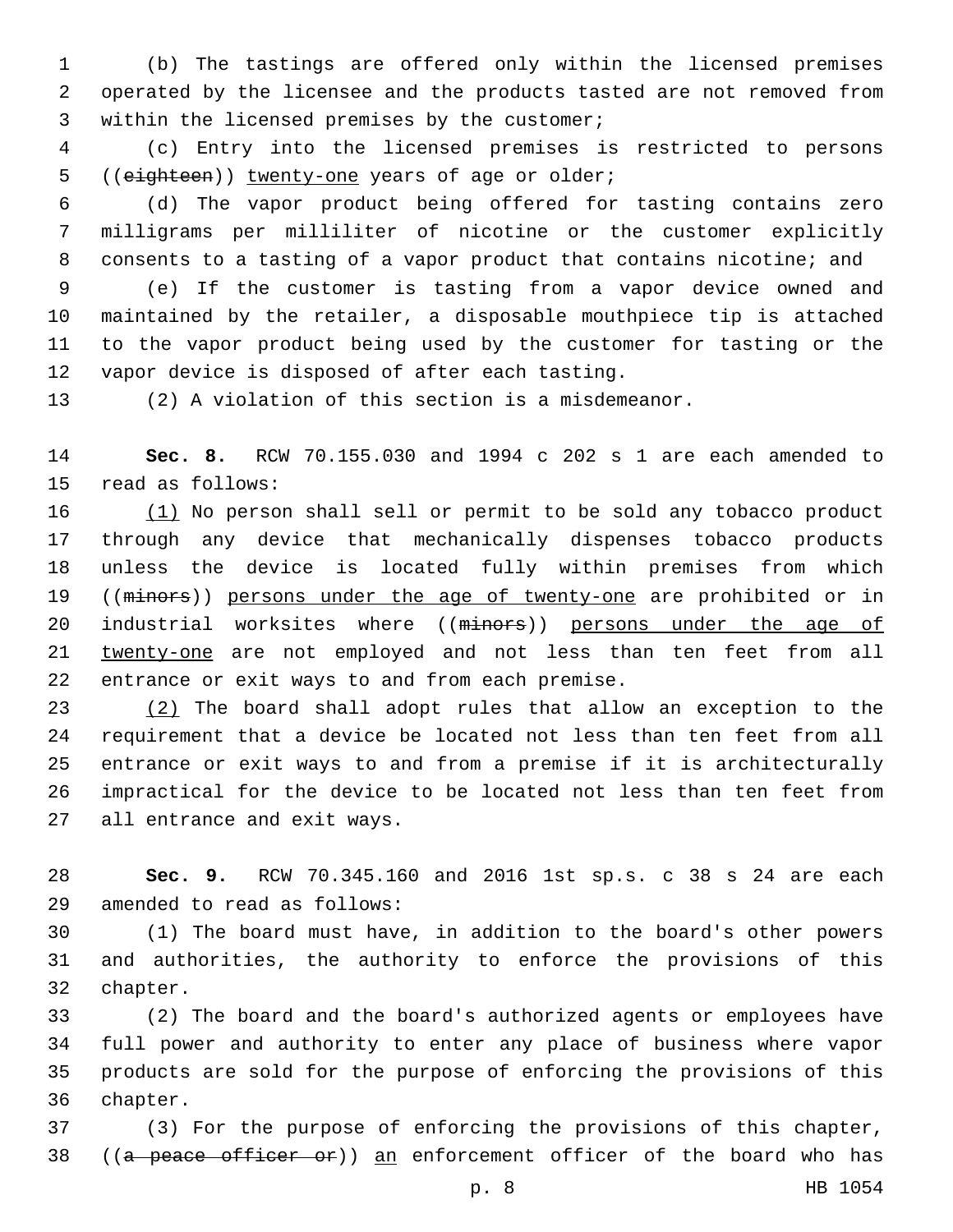(b) The tastings are offered only within the licensed premises operated by the licensee and the products tasted are not removed from within the licensed premises by the customer;

(c) Entry into the licensed premises is restricted to persons ((~~eighteen~~)) <u>twenty-one</u> years of age or older;

(d) The vapor product being offered for tasting contains zero milligrams per milliliter of nicotine or the customer explicitly consents to a tasting of a vapor product that contains nicotine; and

(e) If the customer is tasting from a vapor device owned and maintained by the retailer, a disposable mouthpiece tip is attached to the vapor product being used by the customer for tasting or the vapor device is disposed of after each tasting.

(2) A violation of this section is a misdemeanor.

**Sec. 8.** RCW 70.155.030 and 1994 c 202 s 1 are each amended to read as follows:

<u>(1)</u> No person shall sell or permit to be sold any tobacco product through any device that mechanically dispenses tobacco products unless the device is located fully within premises from which ((~~minors~~)) <u>persons under the age of twenty-one</u> are prohibited or in industrial worksites where ((~~minors~~)) <u>persons under the age of twenty-one</u> are not employed and not less than ten feet from all entrance or exit ways to and from each premise.

<u>(2)</u> The board shall adopt rules that allow an exception to the requirement that a device be located not less than ten feet from all entrance or exit ways to and from a premise if it is architecturally impractical for the device to be located not less than ten feet from all entrance and exit ways.

**Sec. 9.** RCW 70.345.160 and 2016 1st sp.s. c 38 s 24 are each amended to read as follows:

(1) The board must have, in addition to the board's other powers and authorities, the authority to enforce the provisions of this chapter.

(2) The board and the board's authorized agents or employees have full power and authority to enter any place of business where vapor products are sold for the purpose of enforcing the provisions of this chapter.

(3) For the purpose of enforcing the provisions of this chapter, ((~~a peace officer or~~)) <u>an</u> enforcement officer of the board who has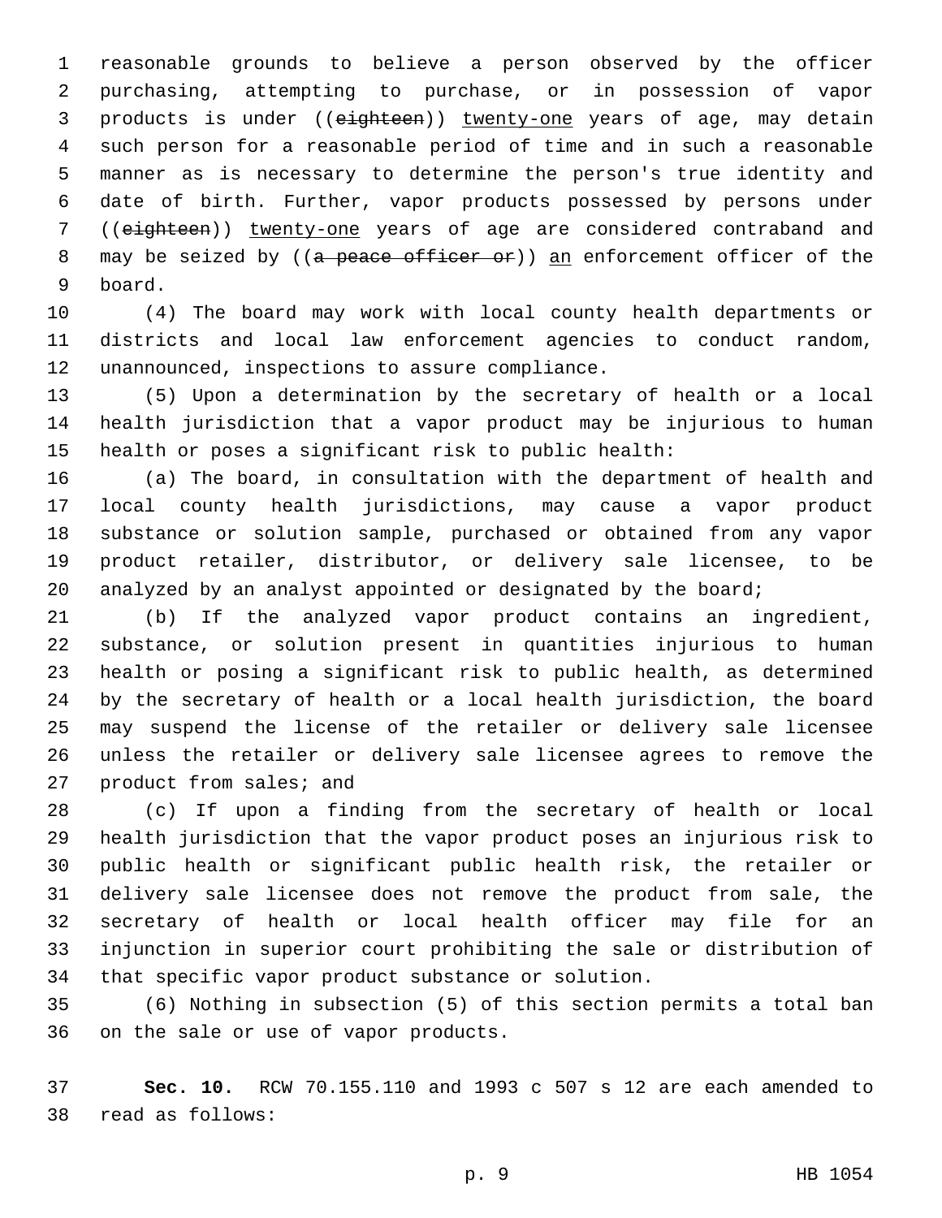reasonable grounds to believe a person observed by the officer purchasing, attempting to purchase, or in possession of vapor products is under ((~~eighteen~~)) <u>twenty-one</u> years of age, may detain such person for a reasonable period of time and in such a reasonable manner as is necessary to determine the person's true identity and date of birth. Further, vapor products possessed by persons under ((~~eighteen~~)) <u>twenty-one</u> years of age are considered contraband and may be seized by ((~~a peace officer or~~)) <u>an</u> enforcement officer of the board.

(4) The board may work with local county health departments or districts and local law enforcement agencies to conduct random, unannounced, inspections to assure compliance.

(5) Upon a determination by the secretary of health or a local health jurisdiction that a vapor product may be injurious to human health or poses a significant risk to public health:

(a) The board, in consultation with the department of health and local county health jurisdictions, may cause a vapor product substance or solution sample, purchased or obtained from any vapor product retailer, distributor, or delivery sale licensee, to be analyzed by an analyst appointed or designated by the board;

(b) If the analyzed vapor product contains an ingredient, substance, or solution present in quantities injurious to human health or posing a significant risk to public health, as determined by the secretary of health or a local health jurisdiction, the board may suspend the license of the retailer or delivery sale licensee unless the retailer or delivery sale licensee agrees to remove the product from sales; and

(c) If upon a finding from the secretary of health or local health jurisdiction that the vapor product poses an injurious risk to public health or significant public health risk, the retailer or delivery sale licensee does not remove the product from sale, the secretary of health or local health officer may file for an injunction in superior court prohibiting the sale or distribution of that specific vapor product substance or solution.

(6) Nothing in subsection (5) of this section permits a total ban on the sale or use of vapor products.

**Sec. 10.** RCW 70.155.110 and 1993 c 507 s 12 are each amended to read as follows: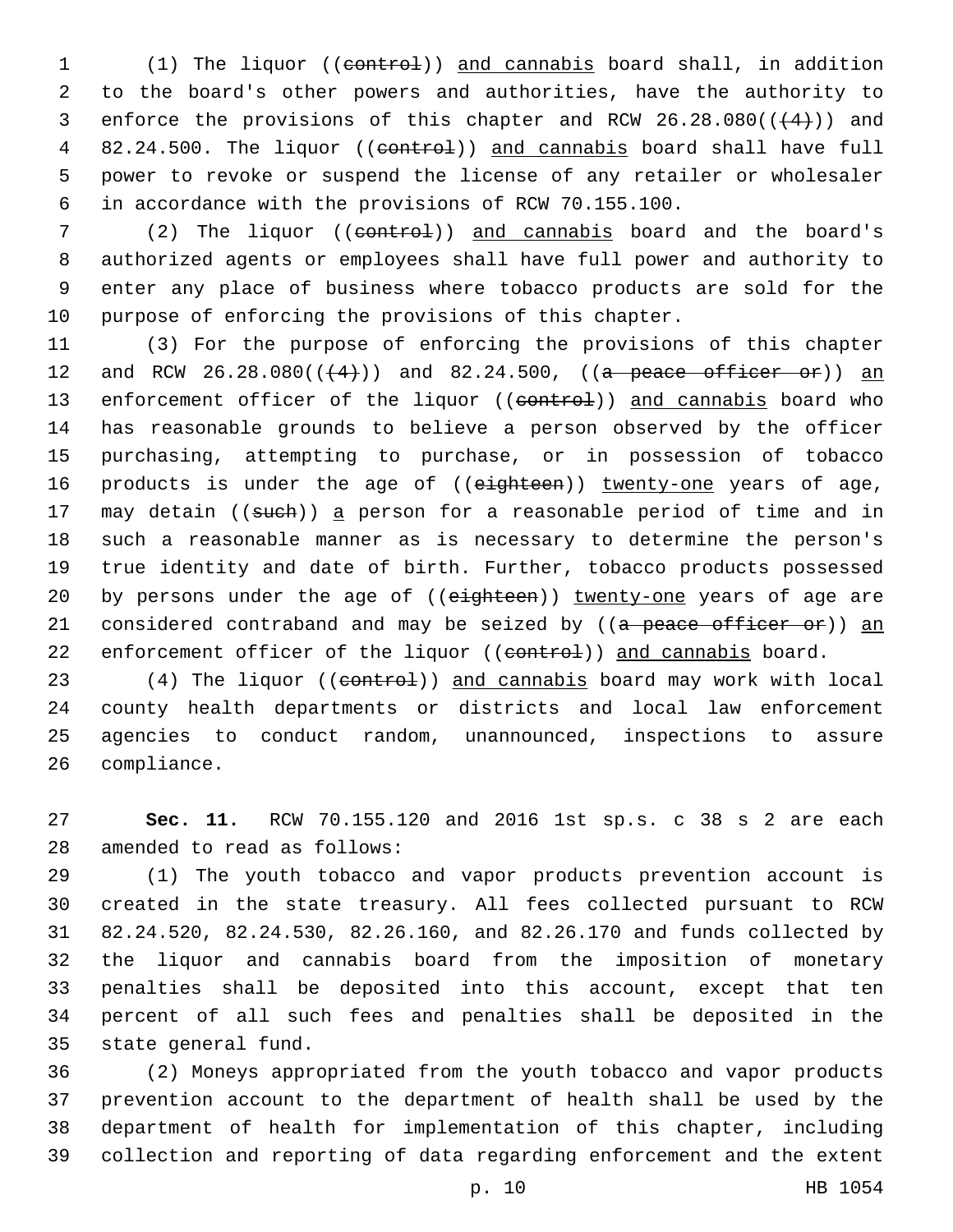(1) The liquor ((~~control~~)) <u>and cannabis</u> board shall, in addition to the board's other powers and authorities, have the authority to enforce the provisions of this chapter and RCW 26.28.080((~~(4)~~)) and 82.24.500. The liquor ((~~control~~)) <u>and cannabis</u> board shall have full power to revoke or suspend the license of any retailer or wholesaler in accordance with the provisions of RCW 70.155.100.

(2) The liquor ((~~control~~)) <u>and cannabis</u> board and the board's authorized agents or employees shall have full power and authority to enter any place of business where tobacco products are sold for the purpose of enforcing the provisions of this chapter.

(3) For the purpose of enforcing the provisions of this chapter and RCW 26.28.080((~~(4)~~)) and 82.24.500, ((~~a peace officer or~~)) <u>an</u> enforcement officer of the liquor ((~~control~~)) <u>and cannabis</u> board who has reasonable grounds to believe a person observed by the officer purchasing, attempting to purchase, or in possession of tobacco products is under the age of ((~~eighteen~~)) <u>twenty-one</u> years of age, may detain ((~~such~~)) <u>a</u> person for a reasonable period of time and in such a reasonable manner as is necessary to determine the person's true identity and date of birth. Further, tobacco products possessed by persons under the age of ((~~eighteen~~)) <u>twenty-one</u> years of age are considered contraband and may be seized by ((~~a peace officer or~~)) <u>an</u> enforcement officer of the liquor ((~~control~~)) <u>and cannabis</u> board.

(4) The liquor ((~~control~~)) <u>and cannabis</u> board may work with local county health departments or districts and local law enforcement agencies to conduct random, unannounced, inspections to assure compliance.

**Sec. 11.** RCW 70.155.120 and 2016 1st sp.s. c 38 s 2 are each amended to read as follows:

(1) The youth tobacco and vapor products prevention account is created in the state treasury. All fees collected pursuant to RCW 82.24.520, 82.24.530, 82.26.160, and 82.26.170 and funds collected by the liquor and cannabis board from the imposition of monetary penalties shall be deposited into this account, except that ten percent of all such fees and penalties shall be deposited in the state general fund.

(2) Moneys appropriated from the youth tobacco and vapor products prevention account to the department of health shall be used by the department of health for implementation of this chapter, including collection and reporting of data regarding enforcement and the extent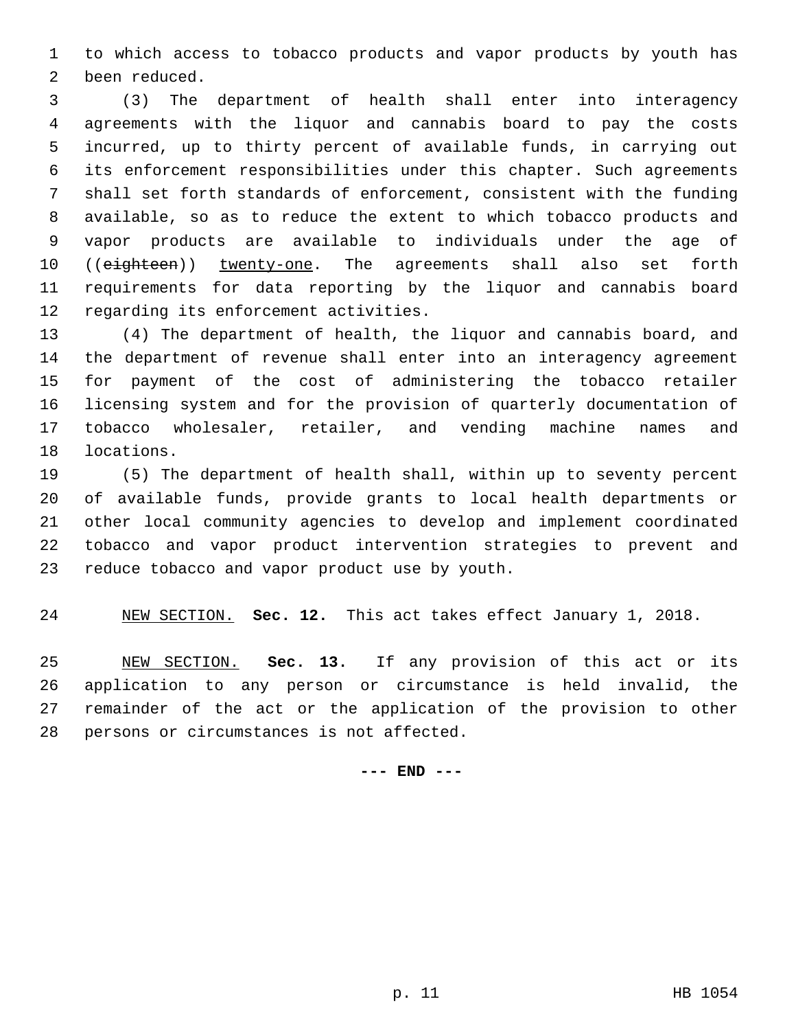to which access to tobacco products and vapor products by youth has been reduced.

(3) The department of health shall enter into interagency agreements with the liquor and cannabis board to pay the costs incurred, up to thirty percent of available funds, in carrying out its enforcement responsibilities under this chapter. Such agreements shall set forth standards of enforcement, consistent with the funding available, so as to reduce the extent to which tobacco products and vapor products are available to individuals under the age of ((~~eighteen~~)) <u>twenty-one</u>. The agreements shall also set forth requirements for data reporting by the liquor and cannabis board regarding its enforcement activities.

(4) The department of health, the liquor and cannabis board, and the department of revenue shall enter into an interagency agreement for payment of the cost of administering the tobacco retailer licensing system and for the provision of quarterly documentation of tobacco wholesaler, retailer, and vending machine names and locations.

(5) The department of health shall, within up to seventy percent of available funds, provide grants to local health departments or other local community agencies to develop and implement coordinated tobacco and vapor product intervention strategies to prevent and reduce tobacco and vapor product use by youth.

<u>NEW SECTION.</u> **Sec. 12.** This act takes effect January 1, 2018.

<u>NEW SECTION.</u> **Sec. 13.** If any provision of this act or its application to any person or circumstance is held invalid, the remainder of the act or the application of the provision to other persons or circumstances is not affected.

**--- END ---**